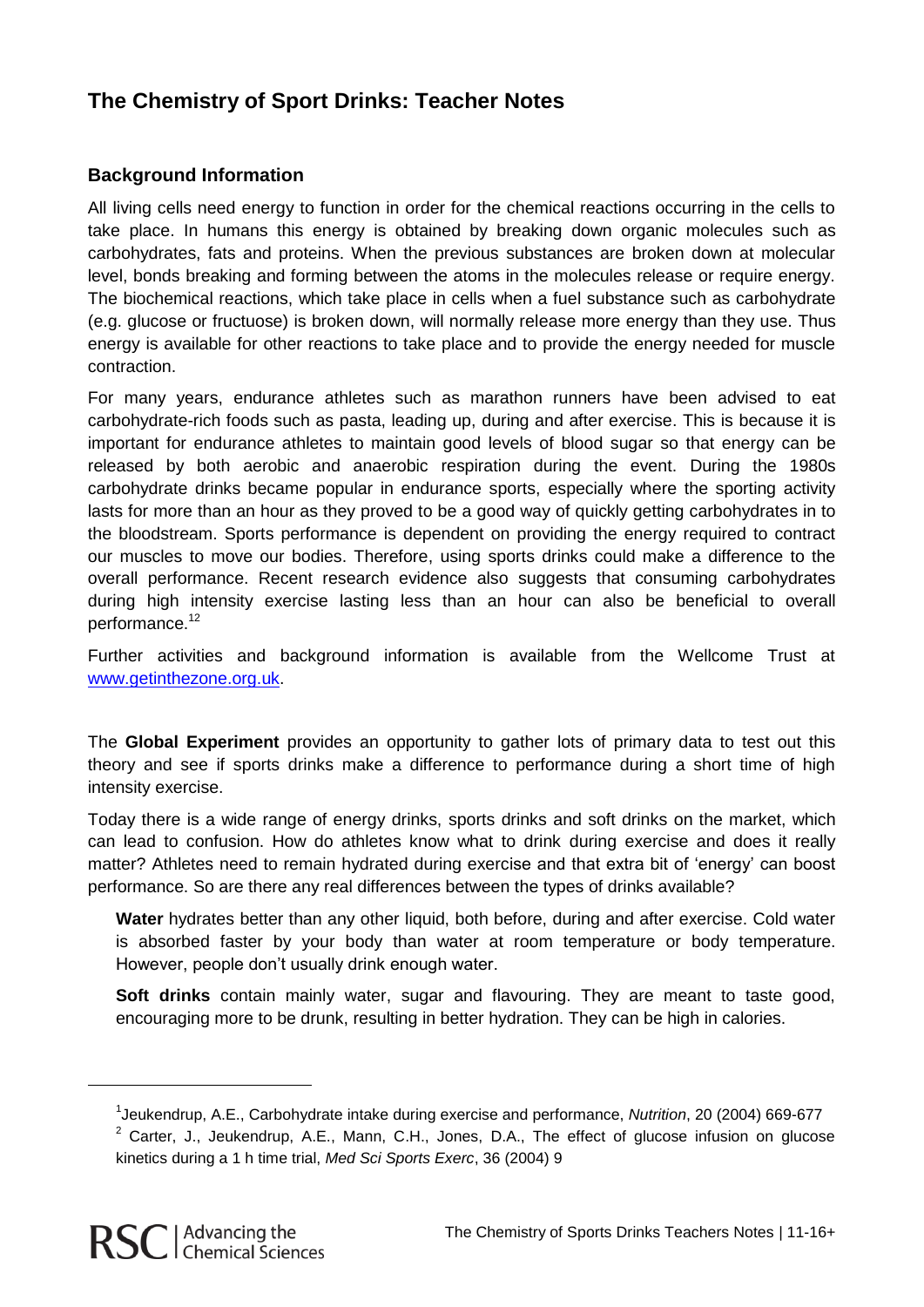# The Chemistry of Sport Drinks: Teacher Notes

## Background Information

All living cells need energy to function in order for the chemical reactions occurring in the cells to take place. In humans this energy is obtained by breaking down organic molecules such as carbohydrates, fats and proteins. When the previous substances are broken down at molecular level, bonds breaking and forming between the atoms in the molecules release or require energy. The biochemical reactions, which take place in cells when a fuel substance such as carbohydrate (e.g. glucose or fructuose) is broken down, will normally release more energy than they use. Thus energy is available for other reactions to take place and to provide the energy needed for muscle contraction.

For many years, endurance athletes such as marathon runners have been advised to eat carbohydrate-rich foods such as pasta, leading up, during and after exercise. This is because it is important for endurance athletes to maintain good levels of blood sugar so that energy can be released by both aerobic and anaerobic respiration during the event. During the 1980s carbohydrate drinks became popular in endurance sports, especially where the sporting activity lasts for more than an hour as they proved to be a good way of quickly getting carbohydrates in to the bloodstream. Sports performance is dependent on providing the energy required to contract our muscles to move our bodies. Therefore, using sports drinks could make a difference to the overall performance. Recent research evidence also suggests that consuming carbohydrates during high intensity exercise lasting less than an hour can also be beneficial to overall performance.[1,2]

Further activities and background information is available from the Wellcome Trust at [www.getinthezone.org.uk](www.getinthezone.org.uk).

The **Global Experiment** provides an opportunity to gather lots of primary data to test out this theory and see if sports drinks make a difference to performance during a short time of high intensity exercise.

Today there is a wide range of energy drinks, sports drinks and soft drinks on the market, which can lead to confusion. How do athletes know what to drink during exercise and does it really matter? Athletes need to remain hydrated during exercise and that extra bit of 'energy' can boost performance. So are there any real differences between the types of drinks available?

**Water** hydrates better than any other liquid, both before, during and after exercise. Cold water is absorbed faster by your body than water at room temperature or body temperature. However, people don't usually drink enough water.

**Soft drinks** contain mainly water, sugar and flavouring. They are meant to taste good, encouraging more to be drunk, resulting in better hydration. They can be high in calories.

---

[1] Jeukendrup, A.E., Carbohydrate intake during exercise and performance, *Nutrition*, 20 (2004) 669-677

[2] Carter, J., Jeukendrup, A.E., Mann, C.H., Jones, D.A., The effect of glucose infusion on glucose kinetics during a 1 h time trial, *Med Sci Sports Exerc*, 36 (2004) 9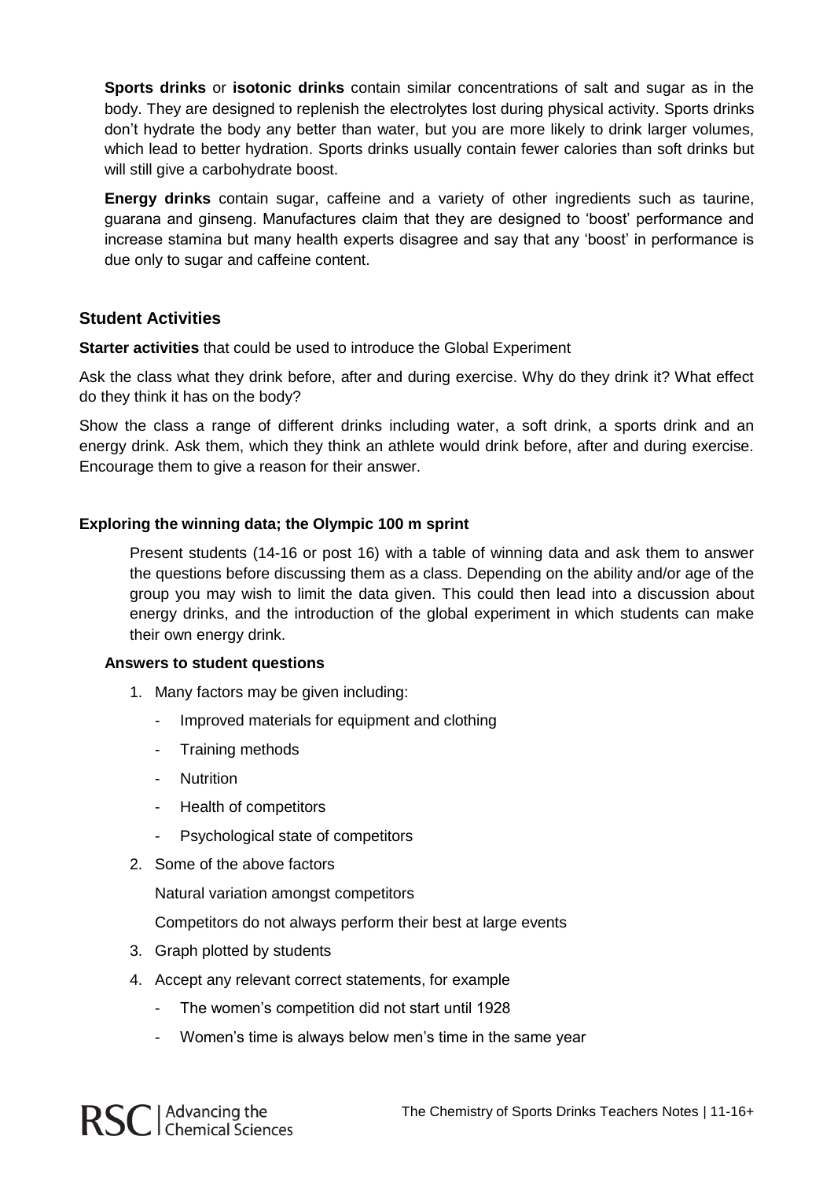**Sports drinks** or **isotonic drinks** contain similar concentrations of salt and sugar as in the body. They are designed to replenish the electrolytes lost during physical activity. Sports drinks don't hydrate the body any better than water, but you are more likely to drink larger volumes, which lead to better hydration. Sports drinks usually contain fewer calories than soft drinks but will still give a carbohydrate boost.

**Energy drinks** contain sugar, caffeine and a variety of other ingredients such as taurine, guarana and ginseng. Manufactures claim that they are designed to 'boost' performance and increase stamina but many health experts disagree and say that any 'boost' in performance is due only to sugar and caffeine content.

## Student Activities

**Starter activities** that could be used to introduce the Global Experiment

Ask the class what they drink before, after and during exercise. Why do they drink it? What effect do they think it has on the body?

Show the class a range of different drinks including water, a soft drink, a sports drink and an energy drink. Ask them, which they think an athlete would drink before, after and during exercise. Encourage them to give a reason for their answer.

### Exploring the winning data; the Olympic 100 m sprint

Present students (14-16 or post 16) with a table of winning data and ask them to answer the questions before discussing them as a class. Depending on the ability and/or age of the group you may wish to limit the data given. This could then lead into a discussion about energy drinks, and the introduction of the global experiment in which students can make their own energy drink.

**Answers to student questions**

1. Many factors may be given including:
   - Improved materials for equipment and clothing
   - Training methods
   - Nutrition
   - Health of competitors
   - Psychological state of competitors
2. Some of the above factors

   Natural variation amongst competitors

   Competitors do not always perform their best at large events
3. Graph plotted by students
4. Accept any relevant correct statements, for example
   - The women's competition did not start until 1928
   - Women's time is always below men's time in the same year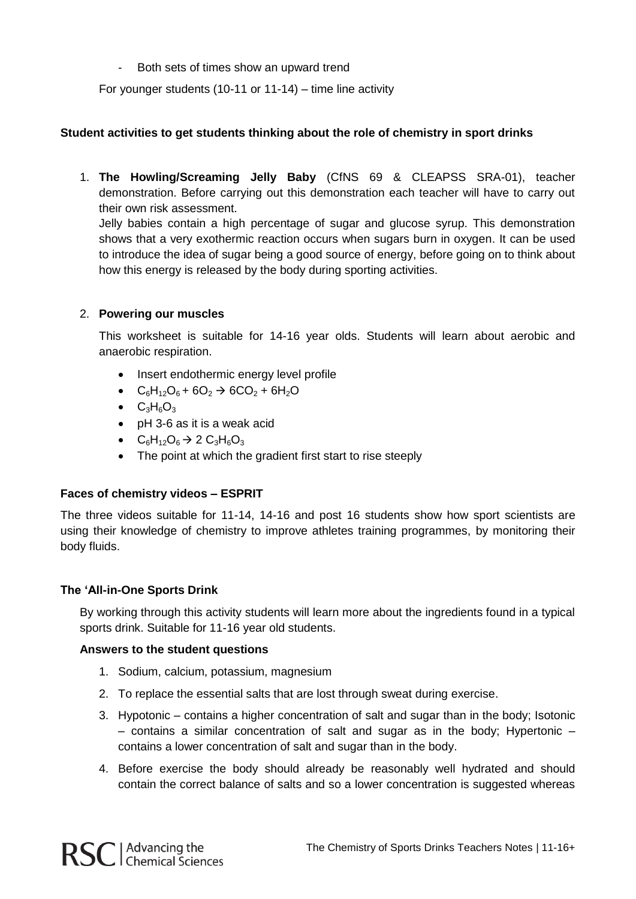- Both sets of times show an upward trend

For younger students (10-11 or 11-14) – time line activity

**Student activities to get students thinking about the role of chemistry in sport drinks**

1. **The Howling/Screaming Jelly Baby** (CfNS 69 & CLEAPSS SRA-01), teacher demonstration. Before carrying out this demonstration each teacher will have to carry out their own risk assessment.
   Jelly babies contain a high percentage of sugar and glucose syrup. This demonstration shows that a very exothermic reaction occurs when sugars burn in oxygen. It can be used to introduce the idea of sugar being a good source of energy, before going on to think about how this energy is released by the body during sporting activities.

2. **Powering our muscles**

   This worksheet is suitable for 14-16 year olds. Students will learn about aerobic and anaerobic respiration.

   - Insert endothermic energy level profile
   - $C_6H_{12}O_6 + 6O_2 \rightarrow 6CO_2 + 6H_2O$
   - $C_3H_6O_3$
   - pH 3-6 as it is a weak acid
   - $C_6H_{12}O_6 \rightarrow 2\ C_3H_6O_3$
   - The point at which the gradient first start to rise steeply

**Faces of chemistry videos – ESPRIT**

The three videos suitable for 11-14, 14-16 and post 16 students show how sport scientists are using their knowledge of chemistry to improve athletes training programmes, by monitoring their body fluids.

**The 'All-in-One Sports Drink**

By working through this activity students will learn more about the ingredients found in a typical sports drink. Suitable for 11-16 year old students.

**Answers to the student questions**

1. Sodium, calcium, potassium, magnesium
2. To replace the essential salts that are lost through sweat during exercise.
3. Hypotonic – contains a higher concentration of salt and sugar than in the body; Isotonic – contains a similar concentration of salt and sugar as in the body; Hypertonic – contains a lower concentration of salt and sugar than in the body.
4. Before exercise the body should already be reasonably well hydrated and should contain the correct balance of salts and so a lower concentration is suggested whereas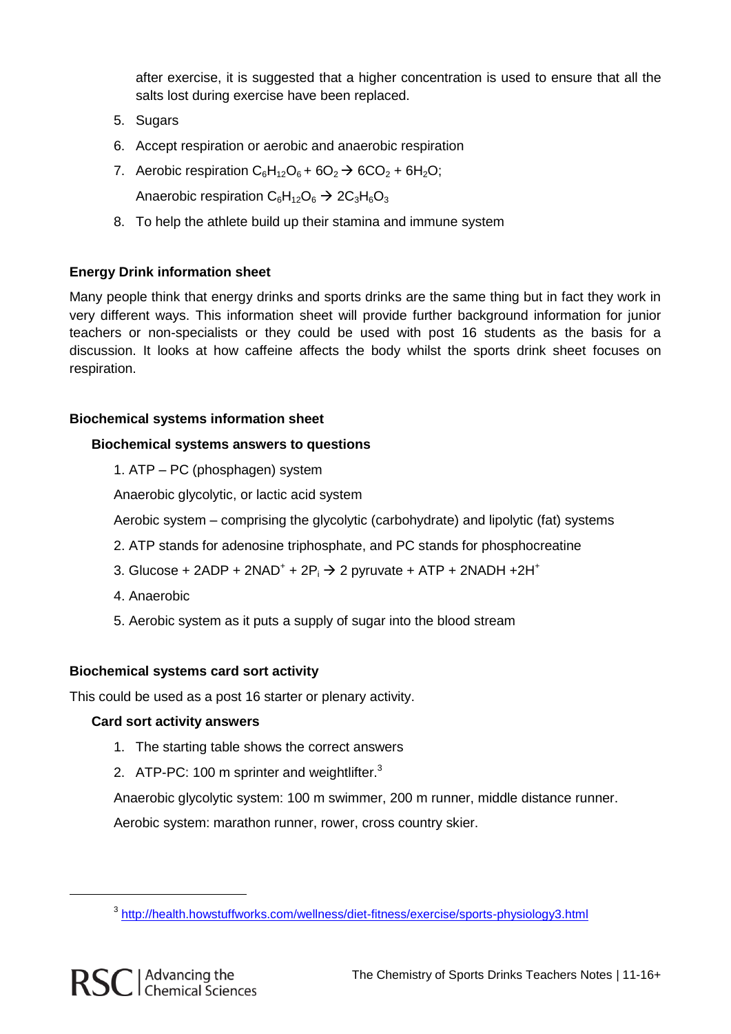after exercise, it is suggested that a higher concentration is used to ensure that all the salts lost during exercise have been replaced.

5. Sugars
6. Accept respiration or aerobic and anaerobic respiration
7. Aerobic respiration $C_6H_{12}O_6 + 6O_2 \rightarrow 6CO_2 + 6H_2O$;

   Anaerobic respiration $C_6H_{12}O_6 \rightarrow 2C_3H_6O_3$
8. To help the athlete build up their stamina and immune system

**Energy Drink information sheet**

Many people think that energy drinks and sports drinks are the same thing but in fact they work in very different ways. This information sheet will provide further background information for junior teachers or non-specialists or they could be used with post 16 students as the basis for a discussion. It looks at how caffeine affects the body whilst the sports drink sheet focuses on respiration.

**Biochemical systems information sheet**

**Biochemical systems answers to questions**

1. ATP – PC (phosphagen) system

   Anaerobic glycolytic, or lactic acid system

   Aerobic system – comprising the glycolytic (carbohydrate) and lipolytic (fat) systems
2. ATP stands for adenosine triphosphate, and PC stands for phosphocreatine
3. Glucose + 2ADP + $2NAD^+$ + $2P_i \rightarrow$ 2 pyruvate + ATP + 2NADH $+2H^+$
4. Anaerobic
5. Aerobic system as it puts a supply of sugar into the blood stream

**Biochemical systems card sort activity**

This could be used as a post 16 starter or plenary activity.

**Card sort activity answers**

1. The starting table shows the correct answers
2. ATP-PC: 100 m sprinter and weightlifter.[3]

   Anaerobic glycolytic system: 100 m swimmer, 200 m runner, middle distance runner.

   Aerobic system: marathon runner, rower, cross country skier.

[3] http://health.howstuffworks.com/wellness/diet-fitness/exercise/sports-physiology3.html